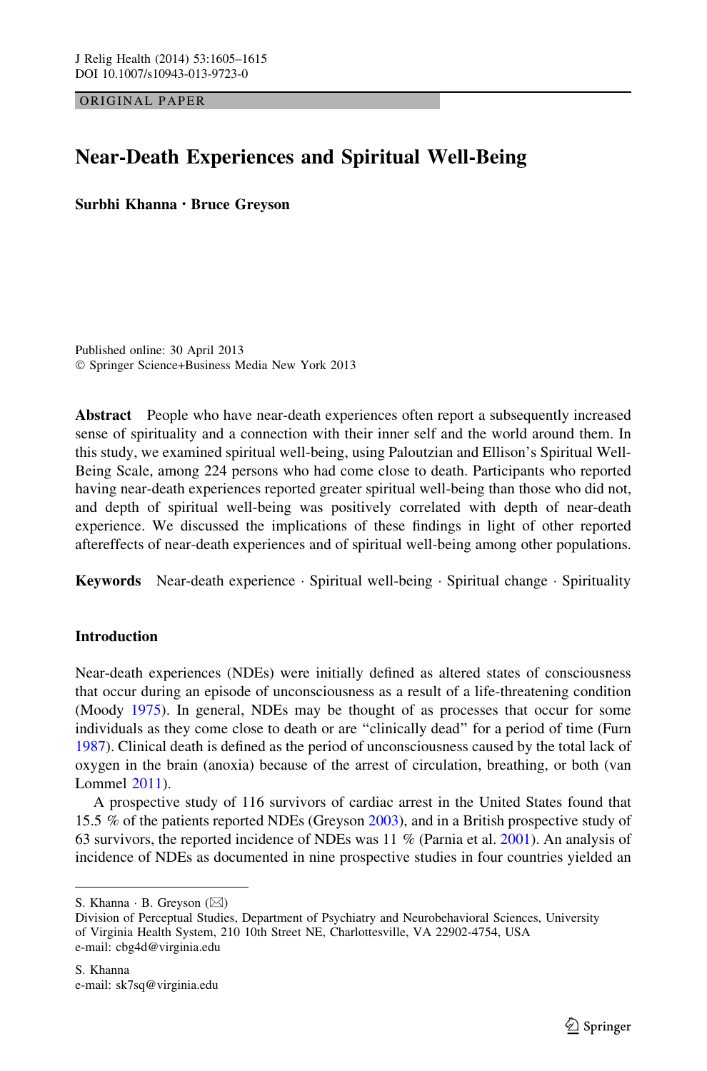ORIGINAL PAPER

# Near-Death Experiences and Spiritual Well-Being

**Surbhi Khanna · Bruce Greyson**

Published online: 30 April 2013
© Springer Science+Business Media New York 2013

**Abstract** People who have near-death experiences often report a subsequently increased sense of spirituality and a connection with their inner self and the world around them. In this study, we examined spiritual well-being, using Paloutzian and Ellison's Spiritual Well-Being Scale, among 224 persons who had come close to death. Participants who reported having near-death experiences reported greater spiritual well-being than those who did not, and depth of spiritual well-being was positively correlated with depth of near-death experience. We discussed the implications of these findings in light of other reported aftereffects of near-death experiences and of spiritual well-being among other populations.

**Keywords** Near-death experience · Spiritual well-being · Spiritual change · Spirituality

## Introduction

Near-death experiences (NDEs) were initially defined as altered states of consciousness that occur during an episode of unconsciousness as a result of a life-threatening condition (Moody 1975). In general, NDEs may be thought of as processes that occur for some individuals as they come close to death or are "clinically dead" for a period of time (Furn 1987). Clinical death is defined as the period of unconsciousness caused by the total lack of oxygen in the brain (anoxia) because of the arrest of circulation, breathing, or both (van Lommel 2011).

A prospective study of 116 survivors of cardiac arrest in the United States found that 15.5 % of the patients reported NDEs (Greyson 2003), and in a British prospective study of 63 survivors, the reported incidence of NDEs was 11 % (Parnia et al. 2001). An analysis of incidence of NDEs as documented in nine prospective studies in four countries yielded an

S. Khanna · B. Greyson (✉)
Division of Perceptual Studies, Department of Psychiatry and Neurobehavioral Sciences, University of Virginia Health System, 210 10th Street NE, Charlottesville, VA 22902-4754, USA
e-mail: cbg4d@virginia.edu

S. Khanna
e-mail: sk7sq@virginia.edu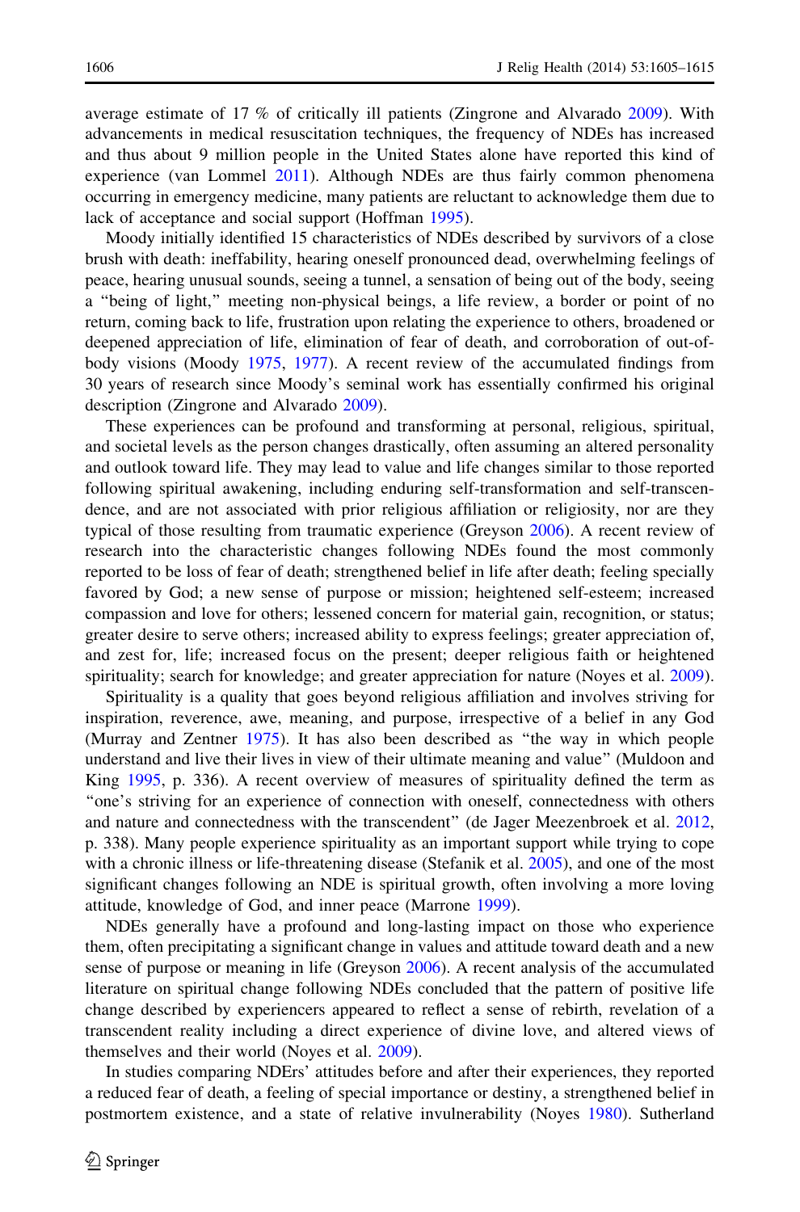average estimate of 17 % of critically ill patients (Zingrone and Alvarado 2009). With advancements in medical resuscitation techniques, the frequency of NDEs has increased and thus about 9 million people in the United States alone have reported this kind of experience (van Lommel 2011). Although NDEs are thus fairly common phenomena occurring in emergency medicine, many patients are reluctant to acknowledge them due to lack of acceptance and social support (Hoffman 1995).

Moody initially identified 15 characteristics of NDEs described by survivors of a close brush with death: ineffability, hearing oneself pronounced dead, overwhelming feelings of peace, hearing unusual sounds, seeing a tunnel, a sensation of being out of the body, seeing a "being of light," meeting non-physical beings, a life review, a border or point of no return, coming back to life, frustration upon relating the experience to others, broadened or deepened appreciation of life, elimination of fear of death, and corroboration of out-of-body visions (Moody 1975, 1977). A recent review of the accumulated findings from 30 years of research since Moody's seminal work has essentially confirmed his original description (Zingrone and Alvarado 2009).

These experiences can be profound and transforming at personal, religious, spiritual, and societal levels as the person changes drastically, often assuming an altered personality and outlook toward life. They may lead to value and life changes similar to those reported following spiritual awakening, including enduring self-transformation and self-transcendence, and are not associated with prior religious affiliation or religiosity, nor are they typical of those resulting from traumatic experience (Greyson 2006). A recent review of research into the characteristic changes following NDEs found the most commonly reported to be loss of fear of death; strengthened belief in life after death; feeling specially favored by God; a new sense of purpose or mission; heightened self-esteem; increased compassion and love for others; lessened concern for material gain, recognition, or status; greater desire to serve others; increased ability to express feelings; greater appreciation of, and zest for, life; increased focus on the present; deeper religious faith or heightened spirituality; search for knowledge; and greater appreciation for nature (Noyes et al. 2009).

Spirituality is a quality that goes beyond religious affiliation and involves striving for inspiration, reverence, awe, meaning, and purpose, irrespective of a belief in any God (Murray and Zentner 1975). It has also been described as "the way in which people understand and live their lives in view of their ultimate meaning and value" (Muldoon and King 1995, p. 336). A recent overview of measures of spirituality defined the term as "one's striving for an experience of connection with oneself, connectedness with others and nature and connectedness with the transcendent" (de Jager Meezenbroek et al. 2012, p. 338). Many people experience spirituality as an important support while trying to cope with a chronic illness or life-threatening disease (Stefanik et al. 2005), and one of the most significant changes following an NDE is spiritual growth, often involving a more loving attitude, knowledge of God, and inner peace (Marrone 1999).

NDEs generally have a profound and long-lasting impact on those who experience them, often precipitating a significant change in values and attitude toward death and a new sense of purpose or meaning in life (Greyson 2006). A recent analysis of the accumulated literature on spiritual change following NDEs concluded that the pattern of positive life change described by experiencers appeared to reflect a sense of rebirth, revelation of a transcendent reality including a direct experience of divine love, and altered views of themselves and their world (Noyes et al. 2009).

In studies comparing NDErs' attitudes before and after their experiences, they reported a reduced fear of death, a feeling of special importance or destiny, a strengthened belief in postmortem existence, and a state of relative invulnerability (Noyes 1980). Sutherland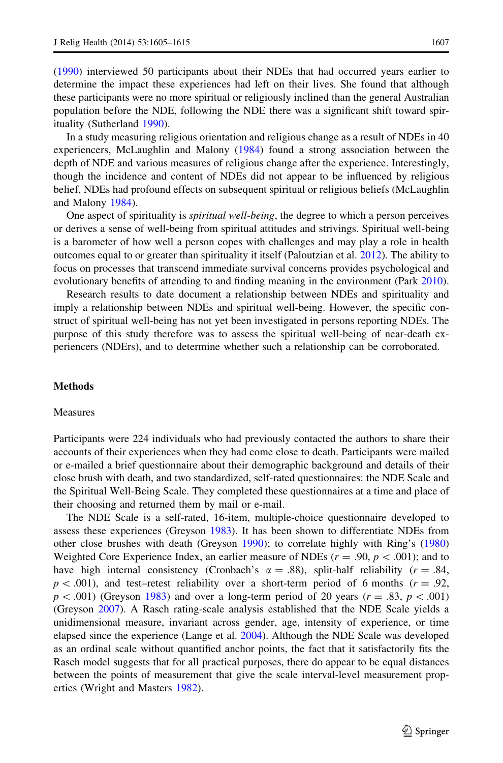(1990) interviewed 50 participants about their NDEs that had occurred years earlier to determine the impact these experiences had left on their lives. She found that although these participants were no more spiritual or religiously inclined than the general Australian population before the NDE, following the NDE there was a significant shift toward spirituality (Sutherland 1990).

In a study measuring religious orientation and religious change as a result of NDEs in 40 experiencers, McLaughlin and Malony (1984) found a strong association between the depth of NDE and various measures of religious change after the experience. Interestingly, though the incidence and content of NDEs did not appear to be influenced by religious belief, NDEs had profound effects on subsequent spiritual or religious beliefs (McLaughlin and Malony 1984).

One aspect of spirituality is *spiritual well-being*, the degree to which a person perceives or derives a sense of well-being from spiritual attitudes and strivings. Spiritual well-being is a barometer of how well a person copes with challenges and may play a role in health outcomes equal to or greater than spirituality it itself (Paloutzian et al. 2012). The ability to focus on processes that transcend immediate survival concerns provides psychological and evolutionary benefits of attending to and finding meaning in the environment (Park 2010).

Research results to date document a relationship between NDEs and spirituality and imply a relationship between NDEs and spiritual well-being. However, the specific construct of spiritual well-being has not yet been investigated in persons reporting NDEs. The purpose of this study therefore was to assess the spiritual well-being of near-death experiencers (NDErs), and to determine whether such a relationship can be corroborated.

## Methods

### Measures

Participants were 224 individuals who had previously contacted the authors to share their accounts of their experiences when they had come close to death. Participants were mailed or e-mailed a brief questionnaire about their demographic background and details of their close brush with death, and two standardized, self-rated questionnaires: the NDE Scale and the Spiritual Well-Being Scale. They completed these questionnaires at a time and place of their choosing and returned them by mail or e-mail.

The NDE Scale is a self-rated, 16-item, multiple-choice questionnaire developed to assess these experiences (Greyson 1983). It has been shown to differentiate NDEs from other close brushes with death (Greyson 1990); to correlate highly with Ring's (1980) Weighted Core Experience Index, an earlier measure of NDEs ($r = .90$, $p < .001$); and to have high internal consistency (Cronbach's $\alpha = .88$), split-half reliability ($r = .84$, $p < .001$), and test–retest reliability over a short-term period of 6 months ($r = .92$, $p < .001$) (Greyson 1983) and over a long-term period of 20 years ($r = .83$, $p < .001$) (Greyson 2007). A Rasch rating-scale analysis established that the NDE Scale yields a unidimensional measure, invariant across gender, age, intensity of experience, or time elapsed since the experience (Lange et al. 2004). Although the NDE Scale was developed as an ordinal scale without quantified anchor points, the fact that it satisfactorily fits the Rasch model suggests that for all practical purposes, there do appear to be equal distances between the points of measurement that give the scale interval-level measurement properties (Wright and Masters 1982).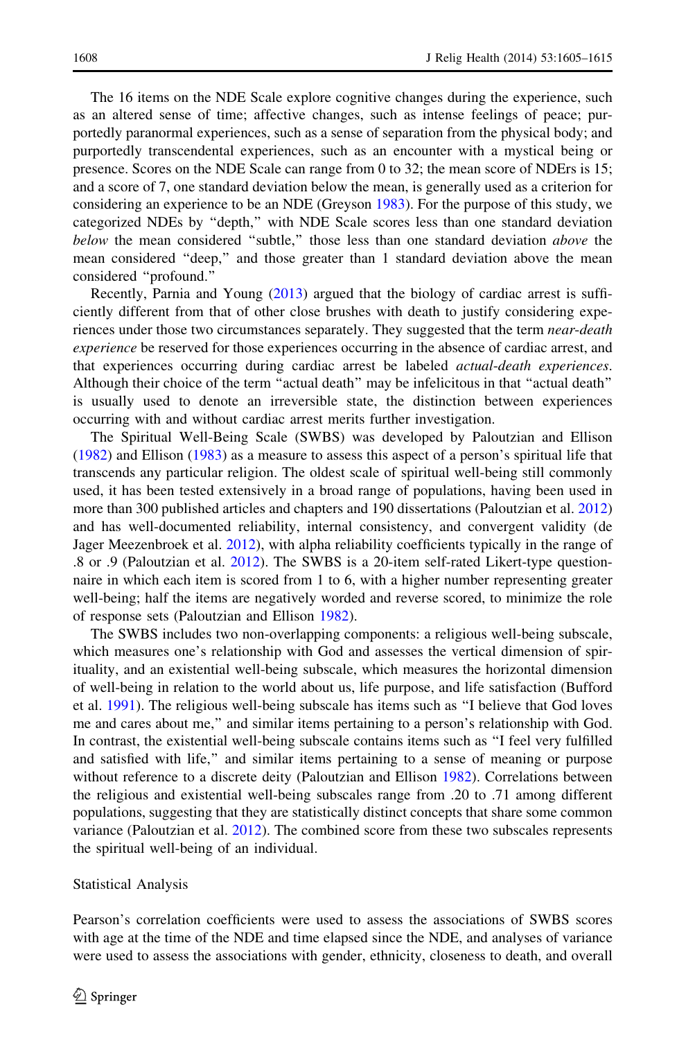The 16 items on the NDE Scale explore cognitive changes during the experience, such as an altered sense of time; affective changes, such as intense feelings of peace; purportedly paranormal experiences, such as a sense of separation from the physical body; and purportedly transcendental experiences, such as an encounter with a mystical being or presence. Scores on the NDE Scale can range from 0 to 32; the mean score of NDErs is 15; and a score of 7, one standard deviation below the mean, is generally used as a criterion for considering an experience to be an NDE (Greyson 1983). For the purpose of this study, we categorized NDEs by "depth," with NDE Scale scores less than one standard deviation *below* the mean considered "subtle," those less than one standard deviation *above* the mean considered "deep," and those greater than 1 standard deviation above the mean considered "profound."

Recently, Parnia and Young (2013) argued that the biology of cardiac arrest is sufficiently different from that of other close brushes with death to justify considering experiences under those two circumstances separately. They suggested that the term *near-death experience* be reserved for those experiences occurring in the absence of cardiac arrest, and that experiences occurring during cardiac arrest be labeled *actual-death experiences*. Although their choice of the term "actual death" may be infelicitous in that "actual death" is usually used to denote an irreversible state, the distinction between experiences occurring with and without cardiac arrest merits further investigation.

The Spiritual Well-Being Scale (SWBS) was developed by Paloutzian and Ellison (1982) and Ellison (1983) as a measure to assess this aspect of a person's spiritual life that transcends any particular religion. The oldest scale of spiritual well-being still commonly used, it has been tested extensively in a broad range of populations, having been used in more than 300 published articles and chapters and 190 dissertations (Paloutzian et al. 2012) and has well-documented reliability, internal consistency, and convergent validity (de Jager Meezenbroek et al. 2012), with alpha reliability coefficients typically in the range of .8 or .9 (Paloutzian et al. 2012). The SWBS is a 20-item self-rated Likert-type questionnaire in which each item is scored from 1 to 6, with a higher number representing greater well-being; half the items are negatively worded and reverse scored, to minimize the role of response sets (Paloutzian and Ellison 1982).

The SWBS includes two non-overlapping components: a religious well-being subscale, which measures one's relationship with God and assesses the vertical dimension of spirituality, and an existential well-being subscale, which measures the horizontal dimension of well-being in relation to the world about us, life purpose, and life satisfaction (Bufford et al. 1991). The religious well-being subscale has items such as "I believe that God loves me and cares about me," and similar items pertaining to a person's relationship with God. In contrast, the existential well-being subscale contains items such as "I feel very fulfilled and satisfied with life," and similar items pertaining to a sense of meaning or purpose without reference to a discrete deity (Paloutzian and Ellison 1982). Correlations between the religious and existential well-being subscales range from .20 to .71 among different populations, suggesting that they are statistically distinct concepts that share some common variance (Paloutzian et al. 2012). The combined score from these two subscales represents the spiritual well-being of an individual.

## Statistical Analysis

Pearson's correlation coefficients were used to assess the associations of SWBS scores with age at the time of the NDE and time elapsed since the NDE, and analyses of variance were used to assess the associations with gender, ethnicity, closeness to death, and overall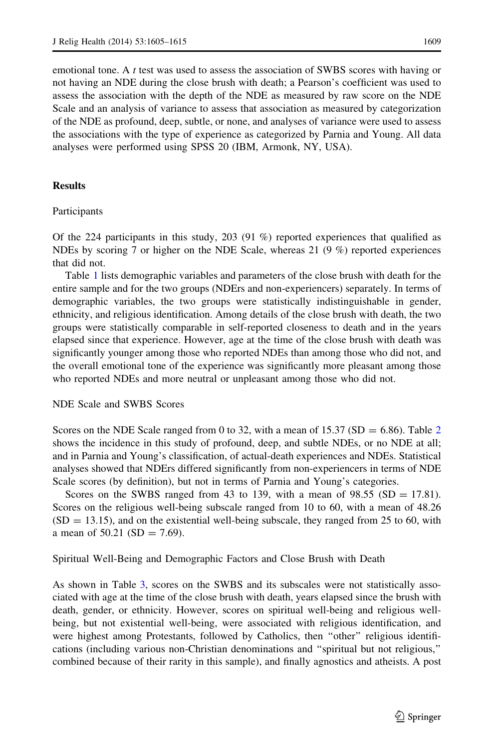emotional tone. A *t* test was used to assess the association of SWBS scores with having or not having an NDE during the close brush with death; a Pearson's coefficient was used to assess the association with the depth of the NDE as measured by raw score on the NDE Scale and an analysis of variance to assess that association as measured by categorization of the NDE as profound, deep, subtle, or none, and analyses of variance were used to assess the associations with the type of experience as categorized by Parnia and Young. All data analyses were performed using SPSS 20 (IBM, Armonk, NY, USA).

## Results

### Participants

Of the 224 participants in this study, 203 (91 %) reported experiences that qualified as NDEs by scoring 7 or higher on the NDE Scale, whereas 21 (9 %) reported experiences that did not.

Table 1 lists demographic variables and parameters of the close brush with death for the entire sample and for the two groups (NDErs and non-experiencers) separately. In terms of demographic variables, the two groups were statistically indistinguishable in gender, ethnicity, and religious identification. Among details of the close brush with death, the two groups were statistically comparable in self-reported closeness to death and in the years elapsed since that experience. However, age at the time of the close brush with death was significantly younger among those who reported NDEs than among those who did not, and the overall emotional tone of the experience was significantly more pleasant among those who reported NDEs and more neutral or unpleasant among those who did not.

### NDE Scale and SWBS Scores

Scores on the NDE Scale ranged from 0 to 32, with a mean of 15.37 (SD = 6.86). Table 2 shows the incidence in this study of profound, deep, and subtle NDEs, or no NDE at all; and in Parnia and Young's classification, of actual-death experiences and NDEs. Statistical analyses showed that NDErs differed significantly from non-experiencers in terms of NDE Scale scores (by definition), but not in terms of Parnia and Young's categories.

Scores on the SWBS ranged from 43 to 139, with a mean of 98.55 (SD = 17.81). Scores on the religious well-being subscale ranged from 10 to 60, with a mean of 48.26 (SD = 13.15), and on the existential well-being subscale, they ranged from 25 to 60, with a mean of 50.21 (SD = 7.69).

### Spiritual Well-Being and Demographic Factors and Close Brush with Death

As shown in Table 3, scores on the SWBS and its subscales were not statistically associated with age at the time of the close brush with death, years elapsed since the brush with death, gender, or ethnicity. However, scores on spiritual well-being and religious well-being, but not existential well-being, were associated with religious identification, and were highest among Protestants, followed by Catholics, then "other" religious identifications (including various non-Christian denominations and "spiritual but not religious," combined because of their rarity in this sample), and finally agnostics and atheists. A post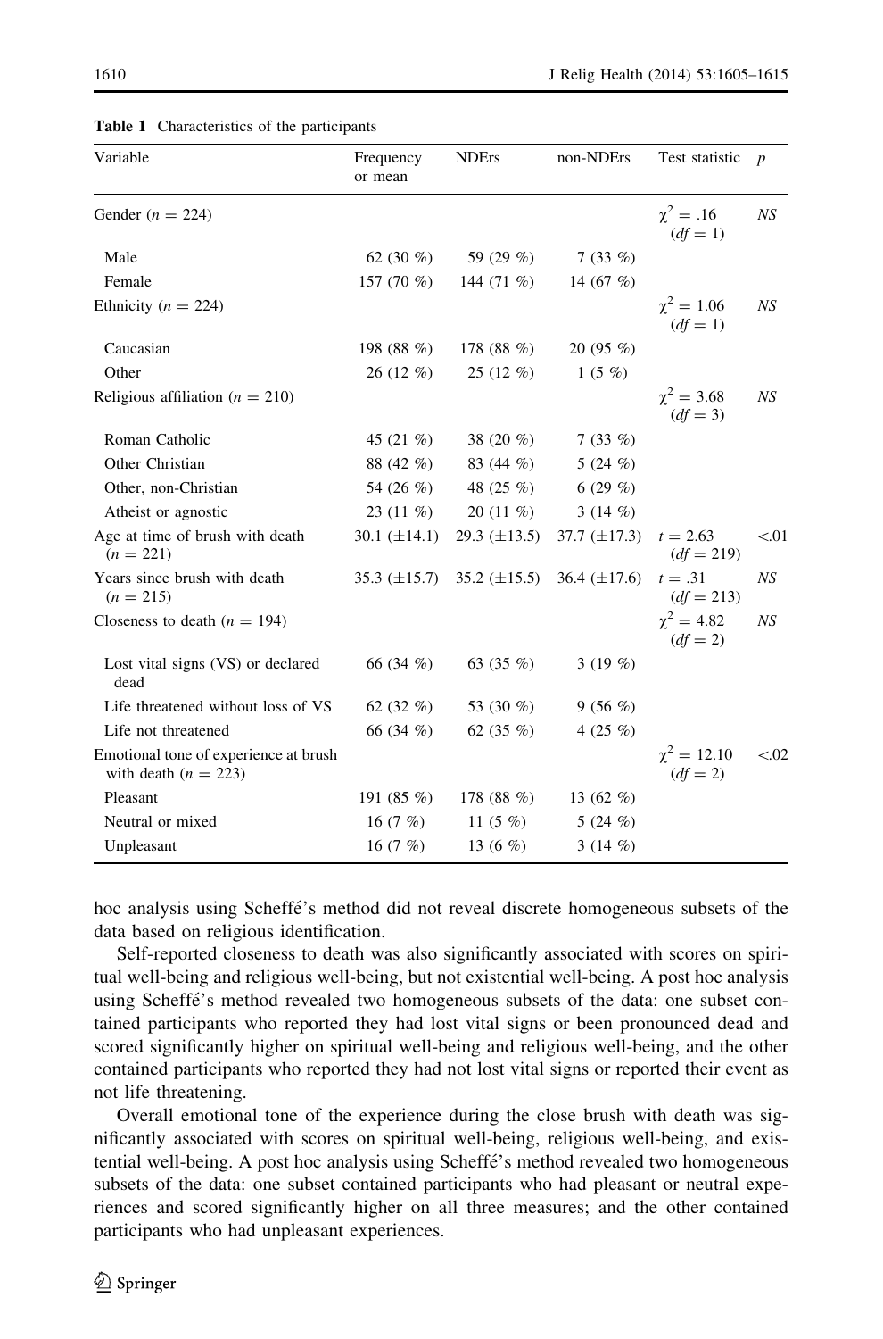**Table 1** Characteristics of the participants

| Variable | Frequency or mean | NDErs | non-NDErs | Test statistic | *p* |
|---|---|---|---|---|---|
| Gender ($n = 224$) | | | | $\chi^2 = .16$ $(df = 1)$ | *NS* |
| Male | 62 (30 %) | 59 (29 %) | 7 (33 %) | | |
| Female | 157 (70 %) | 144 (71 %) | 14 (67 %) | | |
| Ethnicity ($n = 224$) | | | | $\chi^2 = 1.06$ $(df = 1)$ | *NS* |
| Caucasian | 198 (88 %) | 178 (88 %) | 20 (95 %) | | |
| Other | 26 (12 %) | 25 (12 %) | 1 (5 %) | | |
| Religious affiliation ($n = 210$) | | | | $\chi^2 = 3.68$ $(df = 3)$ | *NS* |
| Roman Catholic | 45 (21 %) | 38 (20 %) | 7 (33 %) | | |
| Other Christian | 88 (42 %) | 83 (44 %) | 5 (24 %) | | |
| Other, non-Christian | 54 (26 %) | 48 (25 %) | 6 (29 %) | | |
| Atheist or agnostic | 23 (11 %) | 20 (11 %) | 3 (14 %) | | |
| Age at time of brush with death ($n = 221$) | 30.1 (±14.1) | 29.3 (±13.5) | 37.7 (±17.3) | $t = 2.63$ $(df = 219)$ | <.01 |
| Years since brush with death ($n = 215$) | 35.3 (±15.7) | 35.2 (±15.5) | 36.4 (±17.6) | $t = .31$ $(df = 213)$ | *NS* |
| Closeness to death ($n = 194$) | | | | $\chi^2 = 4.82$ $(df = 2)$ | *NS* |
| Lost vital signs (VS) or declared dead | 66 (34 %) | 63 (35 %) | 3 (19 %) | | |
| Life threatened without loss of VS | 62 (32 %) | 53 (30 %) | 9 (56 %) | | |
| Life not threatened | 66 (34 %) | 62 (35 %) | 4 (25 %) | | |
| Emotional tone of experience at brush with death ($n = 223$) | | | | $\chi^2 = 12.10$ $(df = 2)$ | <.02 |
| Pleasant | 191 (85 %) | 178 (88 %) | 13 (62 %) | | |
| Neutral or mixed | 16 (7 %) | 11 (5 %) | 5 (24 %) | | |
| Unpleasant | 16 (7 %) | 13 (6 %) | 3 (14 %) | | |

hoc analysis using Scheffé's method did not reveal discrete homogeneous subsets of the data based on religious identification.

Self-reported closeness to death was also significantly associated with scores on spiritual well-being and religious well-being, but not existential well-being. A post hoc analysis using Scheffé's method revealed two homogeneous subsets of the data: one subset contained participants who reported they had lost vital signs or been pronounced dead and scored significantly higher on spiritual well-being and religious well-being, and the other contained participants who reported they had not lost vital signs or reported their event as not life threatening.

Overall emotional tone of the experience during the close brush with death was significantly associated with scores on spiritual well-being, religious well-being, and existential well-being. A post hoc analysis using Scheffé's method revealed two homogeneous subsets of the data: one subset contained participants who had pleasant or neutral experiences and scored significantly higher on all three measures; and the other contained participants who had unpleasant experiences.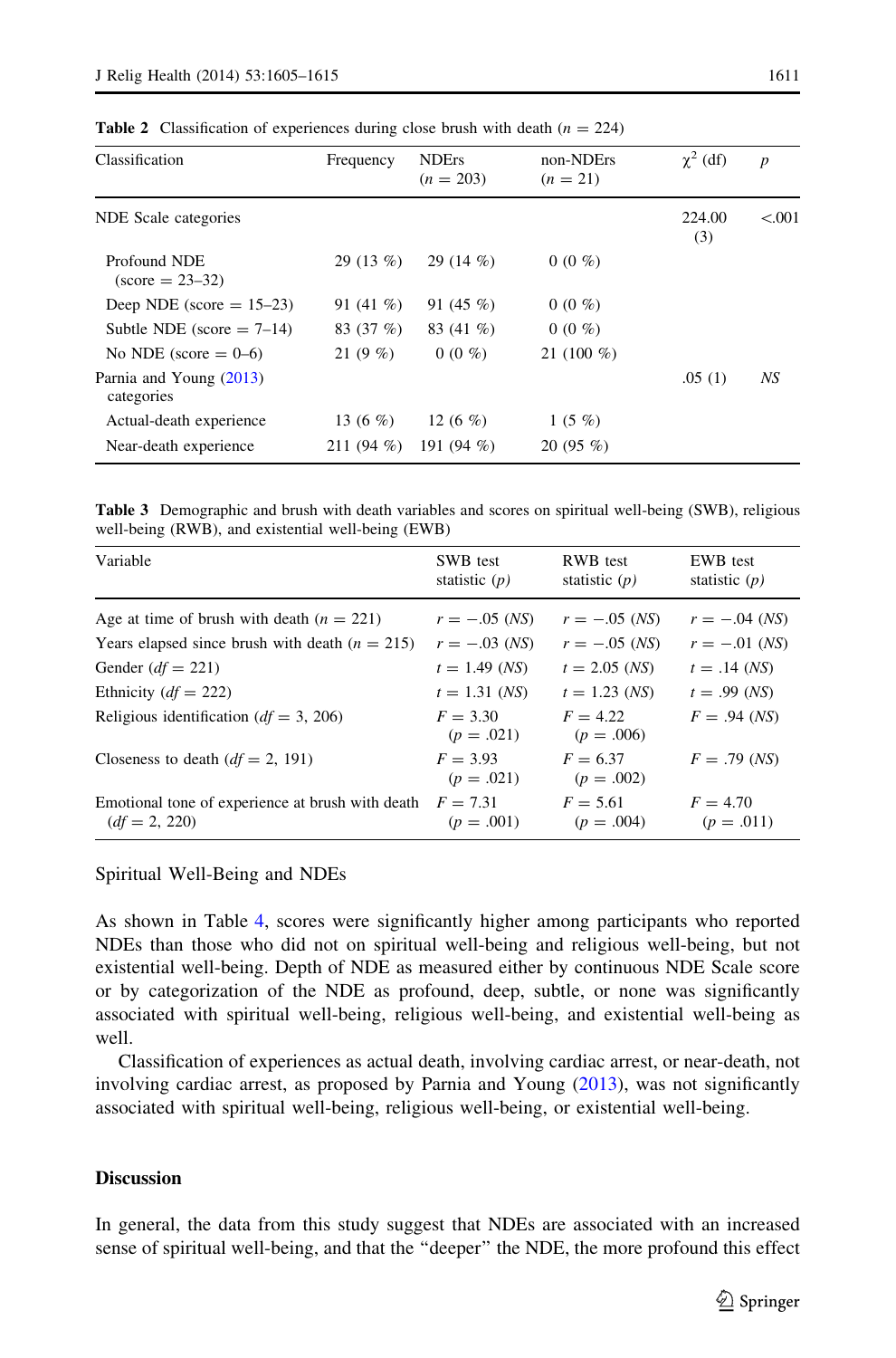**Table 2** Classification of experiences during close brush with death ($n = 224$)

| Classification | Frequency | NDErs ($n = 203$) | non-NDErs ($n = 21$) | $\chi^2$ (df) | $p$ |
|---|---|---|---|---|---|
| NDE Scale categories | | | | 224.00 (3) | <.001 |
| Profound NDE (score = 23–32) | 29 (13 %) | 29 (14 %) | 0 (0 %) | | |
| Deep NDE (score = 15–23) | 91 (41 %) | 91 (45 %) | 0 (0 %) | | |
| Subtle NDE (score = 7–14) | 83 (37 %) | 83 (41 %) | 0 (0 %) | | |
| No NDE (score = 0–6) | 21 (9 %) | 0 (0 %) | 21 (100 %) | | |
| Parnia and Young (2013) categories | | | | .05 (1) | *NS* |
| Actual-death experience | 13 (6 %) | 12 (6 %) | 1 (5 %) | | |
| Near-death experience | 211 (94 %) | 191 (94 %) | 20 (95 %) | | |

**Table 3** Demographic and brush with death variables and scores on spiritual well-being (SWB), religious well-being (RWB), and existential well-being (EWB)

| Variable | SWB test statistic ($p$) | RWB test statistic ($p$) | EWB test statistic ($p$) |
|---|---|---|---|
| Age at time of brush with death ($n = 221$) | $r = -.05$ (*NS*) | $r = -.05$ (*NS*) | $r = -.04$ (*NS*) |
| Years elapsed since brush with death ($n = 215$) | $r = -.03$ (*NS*) | $r = -.05$ (*NS*) | $r = -.01$ (*NS*) |
| Gender ($df = 221$) | $t = 1.49$ (*NS*) | $t = 2.05$ (*NS*) | $t = .14$ (*NS*) |
| Ethnicity ($df = 222$) | $t = 1.31$ (*NS*) | $t = 1.23$ (*NS*) | $t = .99$ (*NS*) |
| Religious identification ($df = 3, 206$) | $F = 3.30$ ($p = .021$) | $F = 4.22$ ($p = .006$) | $F = .94$ (*NS*) |
| Closeness to death ($df = 2, 191$) | $F = 3.93$ ($p = .021$) | $F = 6.37$ ($p = .002$) | $F = .79$ (*NS*) |
| Emotional tone of experience at brush with death ($df = 2, 220$) | $F = 7.31$ ($p = .001$) | $F = 5.61$ ($p = .004$) | $F = 4.70$ ($p = .011$) |

Spiritual Well-Being and NDEs

As shown in Table 4, scores were significantly higher among participants who reported NDEs than those who did not on spiritual well-being and religious well-being, but not existential well-being. Depth of NDE as measured either by continuous NDE Scale score or by categorization of the NDE as profound, deep, subtle, or none was significantly associated with spiritual well-being, religious well-being, and existential well-being as well.

Classification of experiences as actual death, involving cardiac arrest, or near-death, not involving cardiac arrest, as proposed by Parnia and Young (2013), was not significantly associated with spiritual well-being, religious well-being, or existential well-being.

## Discussion

In general, the data from this study suggest that NDEs are associated with an increased sense of spiritual well-being, and that the "deeper" the NDE, the more profound this effect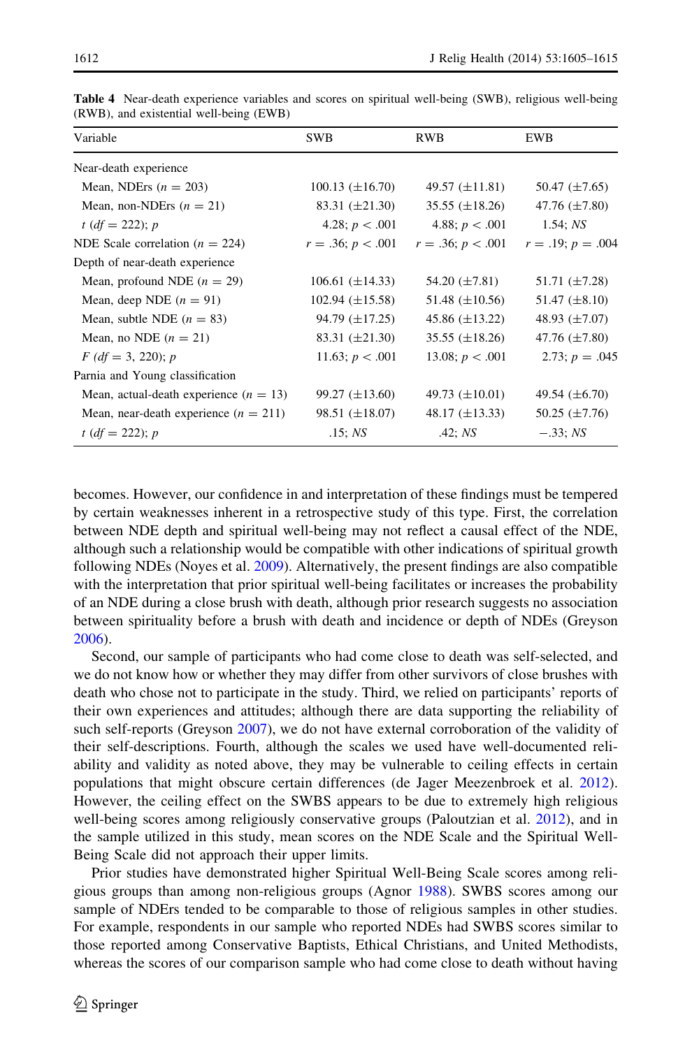**Table 4** Near-death experience variables and scores on spiritual well-being (SWB), religious well-being (RWB), and existential well-being (EWB)

| Variable | SWB | RWB | EWB |
|---|---|---|---|
| Near-death experience | | | |
| Mean, NDErs ($n = 203$) | 100.13 (±16.70) | 49.57 (±11.81) | 50.47 (±7.65) |
| Mean, non-NDErs ($n = 21$) | 83.31 (±21.30) | 35.55 (±18.26) | 47.76 (±7.80) |
| $t$ ($df = 222$); $p$ | 4.28; $p < .001$ | 4.88; $p < .001$ | 1.54; *NS* |
| NDE Scale correlation ($n = 224$) | $r = .36$; $p < .001$ | $r = .36$; $p < .001$ | $r = .19$; $p = .004$ |
| Depth of near-death experience | | | |
| Mean, profound NDE ($n = 29$) | 106.61 (±14.33) | 54.20 (±7.81) | 51.71 (±7.28) |
| Mean, deep NDE ($n = 91$) | 102.94 (±15.58) | 51.48 (±10.56) | 51.47 (±8.10) |
| Mean, subtle NDE ($n = 83$) | 94.79 (±17.25) | 45.86 (±13.22) | 48.93 (±7.07) |
| Mean, no NDE ($n = 21$) | 83.31 (±21.30) | 35.55 (±18.26) | 47.76 (±7.80) |
| $F$ ($df = 3, 220$); $p$ | 11.63; $p < .001$ | 13.08; $p < .001$ | 2.73; $p = .045$ |
| Parnia and Young classification | | | |
| Mean, actual-death experience ($n = 13$) | 99.27 (±13.60) | 49.73 (±10.01) | 49.54 (±6.70) |
| Mean, near-death experience ($n = 211$) | 98.51 (±18.07) | 48.17 (±13.33) | 50.25 (±7.76) |
| $t$ ($df = 222$); $p$ | .15; *NS* | .42; *NS* | −.33; *NS* |

becomes. However, our confidence in and interpretation of these findings must be tempered by certain weaknesses inherent in a retrospective study of this type. First, the correlation between NDE depth and spiritual well-being may not reflect a causal effect of the NDE, although such a relationship would be compatible with other indications of spiritual growth following NDEs (Noyes et al. 2009). Alternatively, the present findings are also compatible with the interpretation that prior spiritual well-being facilitates or increases the probability of an NDE during a close brush with death, although prior research suggests no association between spirituality before a brush with death and incidence or depth of NDEs (Greyson 2006).

Second, our sample of participants who had come close to death was self-selected, and we do not know how or whether they may differ from other survivors of close brushes with death who chose not to participate in the study. Third, we relied on participants' reports of their own experiences and attitudes; although there are data supporting the reliability of such self-reports (Greyson 2007), we do not have external corroboration of the validity of their self-descriptions. Fourth, although the scales we used have well-documented reliability and validity as noted above, they may be vulnerable to ceiling effects in certain populations that might obscure certain differences (de Jager Meezenbroek et al. 2012). However, the ceiling effect on the SWBS appears to be due to extremely high religious well-being scores among religiously conservative groups (Paloutzian et al. 2012), and in the sample utilized in this study, mean scores on the NDE Scale and the Spiritual Well-Being Scale did not approach their upper limits.

Prior studies have demonstrated higher Spiritual Well-Being Scale scores among religious groups than among non-religious groups (Agnor 1988). SWBS scores among our sample of NDErs tended to be comparable to those of religious samples in other studies. For example, respondents in our sample who reported NDEs had SWBS scores similar to those reported among Conservative Baptists, Ethical Christians, and United Methodists, whereas the scores of our comparison sample who had come close to death without having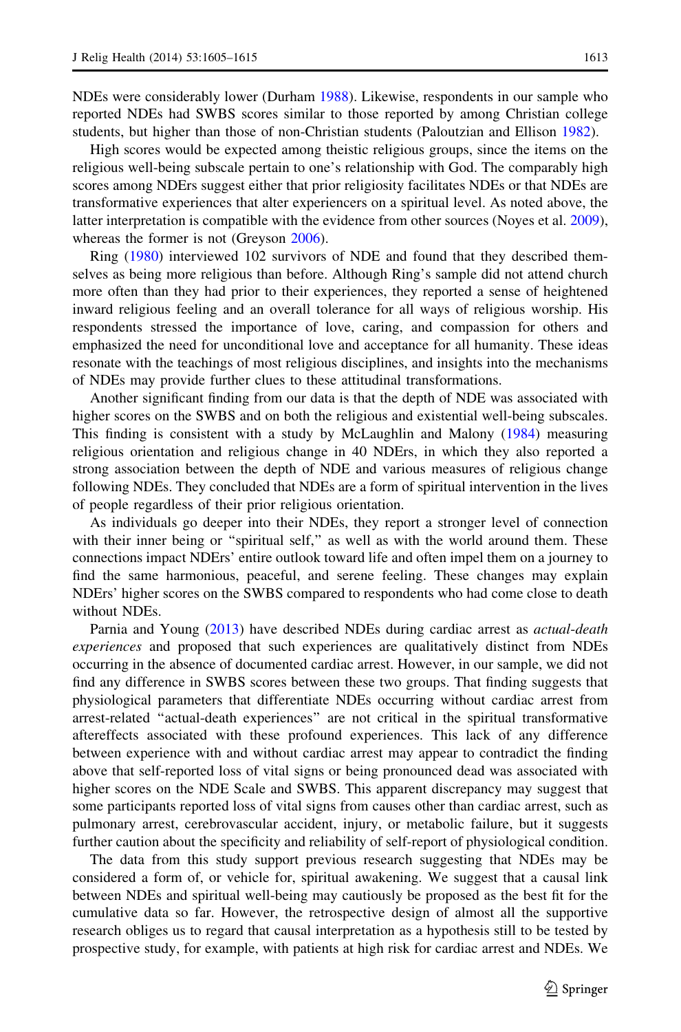NDEs were considerably lower (Durham 1988). Likewise, respondents in our sample who reported NDEs had SWBS scores similar to those reported by among Christian college students, but higher than those of non-Christian students (Paloutzian and Ellison 1982).

High scores would be expected among theistic religious groups, since the items on the religious well-being subscale pertain to one's relationship with God. The comparably high scores among NDErs suggest either that prior religiosity facilitates NDEs or that NDEs are transformative experiences that alter experiencers on a spiritual level. As noted above, the latter interpretation is compatible with the evidence from other sources (Noyes et al. 2009), whereas the former is not (Greyson 2006).

Ring (1980) interviewed 102 survivors of NDE and found that they described themselves as being more religious than before. Although Ring's sample did not attend church more often than they had prior to their experiences, they reported a sense of heightened inward religious feeling and an overall tolerance for all ways of religious worship. His respondents stressed the importance of love, caring, and compassion for others and emphasized the need for unconditional love and acceptance for all humanity. These ideas resonate with the teachings of most religious disciplines, and insights into the mechanisms of NDEs may provide further clues to these attitudinal transformations.

Another significant finding from our data is that the depth of NDE was associated with higher scores on the SWBS and on both the religious and existential well-being subscales. This finding is consistent with a study by McLaughlin and Malony (1984) measuring religious orientation and religious change in 40 NDErs, in which they also reported a strong association between the depth of NDE and various measures of religious change following NDEs. They concluded that NDEs are a form of spiritual intervention in the lives of people regardless of their prior religious orientation.

As individuals go deeper into their NDEs, they report a stronger level of connection with their inner being or "spiritual self," as well as with the world around them. These connections impact NDErs' entire outlook toward life and often impel them on a journey to find the same harmonious, peaceful, and serene feeling. These changes may explain NDErs' higher scores on the SWBS compared to respondents who had come close to death without NDEs.

Parnia and Young (2013) have described NDEs during cardiac arrest as *actual-death experiences* and proposed that such experiences are qualitatively distinct from NDEs occurring in the absence of documented cardiac arrest. However, in our sample, we did not find any difference in SWBS scores between these two groups. That finding suggests that physiological parameters that differentiate NDEs occurring without cardiac arrest from arrest-related "actual-death experiences" are not critical in the spiritual transformative aftereffects associated with these profound experiences. This lack of any difference between experience with and without cardiac arrest may appear to contradict the finding above that self-reported loss of vital signs or being pronounced dead was associated with higher scores on the NDE Scale and SWBS. This apparent discrepancy may suggest that some participants reported loss of vital signs from causes other than cardiac arrest, such as pulmonary arrest, cerebrovascular accident, injury, or metabolic failure, but it suggests further caution about the specificity and reliability of self-report of physiological condition.

The data from this study support previous research suggesting that NDEs may be considered a form of, or vehicle for, spiritual awakening. We suggest that a causal link between NDEs and spiritual well-being may cautiously be proposed as the best fit for the cumulative data so far. However, the retrospective design of almost all the supportive research obliges us to regard that causal interpretation as a hypothesis still to be tested by prospective study, for example, with patients at high risk for cardiac arrest and NDEs. We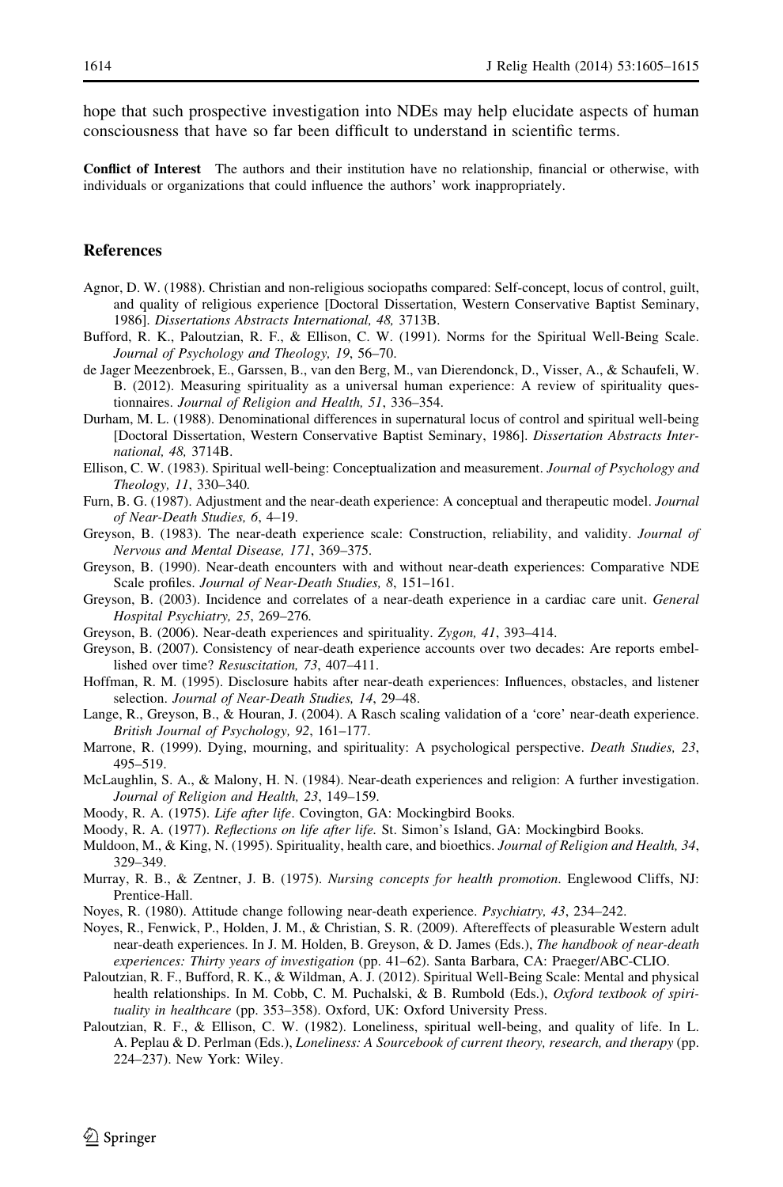hope that such prospective investigation into NDEs may help elucidate aspects of human consciousness that have so far been difficult to understand in scientific terms.

**Conflict of Interest** The authors and their institution have no relationship, financial or otherwise, with individuals or organizations that could influence the authors' work inappropriately.

## References

Agnor, D. W. (1988). Christian and non-religious sociopaths compared: Self-concept, locus of control, guilt, and quality of religious experience [Doctoral Dissertation, Western Conservative Baptist Seminary, 1986]. *Dissertations Abstracts International, 48,* 3713B.

Bufford, R. K., Paloutzian, R. F., & Ellison, C. W. (1991). Norms for the Spiritual Well-Being Scale. *Journal of Psychology and Theology, 19*, 56–70.

de Jager Meezenbroek, E., Garssen, B., van den Berg, M., van Dierendonck, D., Visser, A., & Schaufeli, W. B. (2012). Measuring spirituality as a universal human experience: A review of spirituality questionnaires. *Journal of Religion and Health, 51*, 336–354.

Durham, M. L. (1988). Denominational differences in supernatural locus of control and spiritual well-being [Doctoral Dissertation, Western Conservative Baptist Seminary, 1986]. *Dissertation Abstracts International, 48,* 3714B.

Ellison, C. W. (1983). Spiritual well-being: Conceptualization and measurement. *Journal of Psychology and Theology, 11*, 330–340.

Furn, B. G. (1987). Adjustment and the near-death experience: A conceptual and therapeutic model. *Journal of Near-Death Studies, 6*, 4–19.

Greyson, B. (1983). The near-death experience scale: Construction, reliability, and validity. *Journal of Nervous and Mental Disease, 171*, 369–375.

Greyson, B. (1990). Near-death encounters with and without near-death experiences: Comparative NDE Scale profiles. *Journal of Near-Death Studies, 8*, 151–161.

Greyson, B. (2003). Incidence and correlates of a near-death experience in a cardiac care unit. *General Hospital Psychiatry, 25*, 269–276.

Greyson, B. (2006). Near-death experiences and spirituality. *Zygon, 41*, 393–414.

Greyson, B. (2007). Consistency of near-death experience accounts over two decades: Are reports embellished over time? *Resuscitation, 73*, 407–411.

Hoffman, R. M. (1995). Disclosure habits after near-death experiences: Influences, obstacles, and listener selection. *Journal of Near-Death Studies, 14*, 29–48.

Lange, R., Greyson, B., & Houran, J. (2004). A Rasch scaling validation of a 'core' near-death experience. *British Journal of Psychology, 92*, 161–177.

Marrone, R. (1999). Dying, mourning, and spirituality: A psychological perspective. *Death Studies, 23*, 495–519.

McLaughlin, S. A., & Malony, H. N. (1984). Near-death experiences and religion: A further investigation. *Journal of Religion and Health, 23*, 149–159.

Moody, R. A. (1975). *Life after life*. Covington, GA: Mockingbird Books.

Moody, R. A. (1977). *Reflections on life after life.* St. Simon's Island, GA: Mockingbird Books.

Muldoon, M., & King, N. (1995). Spirituality, health care, and bioethics. *Journal of Religion and Health, 34*, 329–349.

Murray, R. B., & Zentner, J. B. (1975). *Nursing concepts for health promotion*. Englewood Cliffs, NJ: Prentice-Hall.

Noyes, R. (1980). Attitude change following near-death experience. *Psychiatry, 43*, 234–242.

Noyes, R., Fenwick, P., Holden, J. M., & Christian, S. R. (2009). Aftereffects of pleasurable Western adult near-death experiences. In J. M. Holden, B. Greyson, & D. James (Eds.), *The handbook of near-death experiences: Thirty years of investigation* (pp. 41–62). Santa Barbara, CA: Praeger/ABC-CLIO.

Paloutzian, R. F., Bufford, R. K., & Wildman, A. J. (2012). Spiritual Well-Being Scale: Mental and physical health relationships. In M. Cobb, C. M. Puchalski, & B. Rumbold (Eds.), *Oxford textbook of spirituality in healthcare* (pp. 353–358). Oxford, UK: Oxford University Press.

Paloutzian, R. F., & Ellison, C. W. (1982). Loneliness, spiritual well-being, and quality of life. In L. A. Peplau & D. Perlman (Eds.), *Loneliness: A Sourcebook of current theory, research, and therapy* (pp. 224–237). New York: Wiley.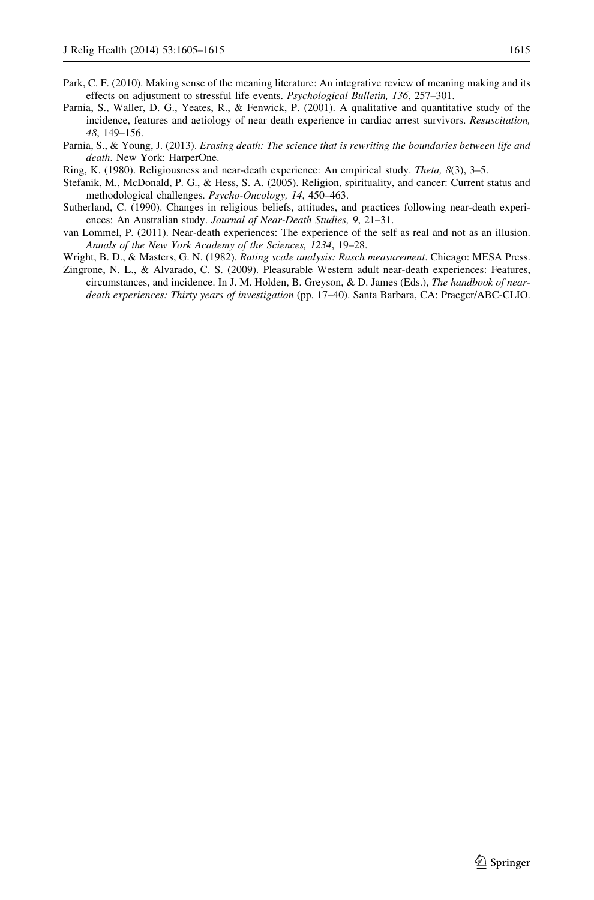Park, C. F. (2010). Making sense of the meaning literature: An integrative review of meaning making and its effects on adjustment to stressful life events. *Psychological Bulletin, 136*, 257–301.

Parnia, S., Waller, D. G., Yeates, R., & Fenwick, P. (2001). A qualitative and quantitative study of the incidence, features and aetiology of near death experience in cardiac arrest survivors. *Resuscitation, 48*, 149–156.

Parnia, S., & Young, J. (2013). *Erasing death: The science that is rewriting the boundaries between life and death*. New York: HarperOne.

Ring, K. (1980). Religiousness and near-death experience: An empirical study. *Theta, 8*(3), 3–5.

Stefanik, M., McDonald, P. G., & Hess, S. A. (2005). Religion, spirituality, and cancer: Current status and methodological challenges. *Psycho-Oncology, 14*, 450–463.

Sutherland, C. (1990). Changes in religious beliefs, attitudes, and practices following near-death experiences: An Australian study. *Journal of Near-Death Studies, 9*, 21–31.

van Lommel, P. (2011). Near-death experiences: The experience of the self as real and not as an illusion. *Annals of the New York Academy of the Sciences, 1234*, 19–28.

Wright, B. D., & Masters, G. N. (1982). *Rating scale analysis: Rasch measurement*. Chicago: MESA Press.

Zingrone, N. L., & Alvarado, C. S. (2009). Pleasurable Western adult near-death experiences: Features, circumstances, and incidence. In J. M. Holden, B. Greyson, & D. James (Eds.), *The handbook of near-death experiences: Thirty years of investigation* (pp. 17–40). Santa Barbara, CA: Praeger/ABC-CLIO.